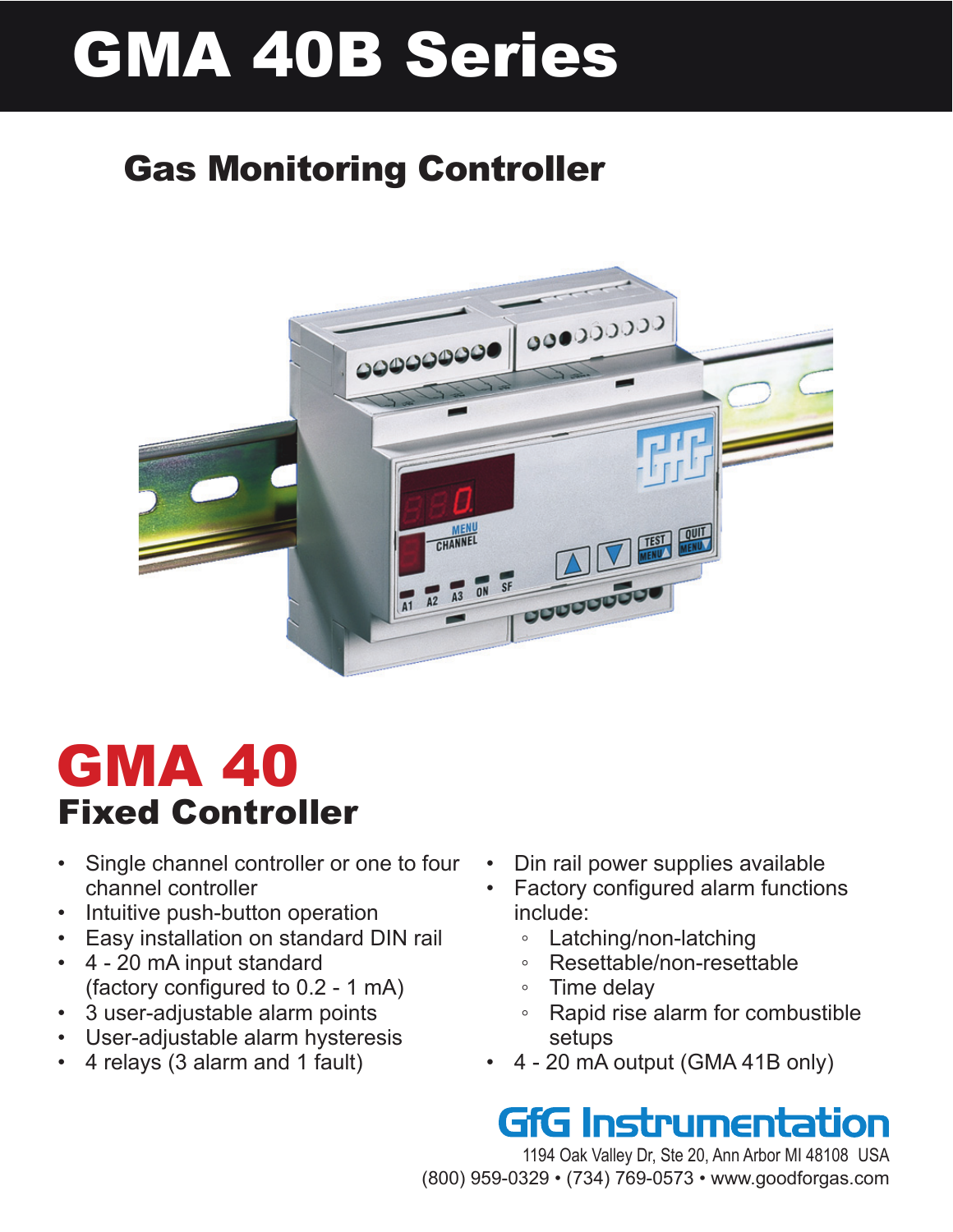# GMA 40B Series

## Gas Monitoring Controller

# GMA 40
## Fixed Controller

- Single channel controller or one to four channel controller
- Intuitive push-button operation
- Easy installation on standard DIN rail
- 4 - 20 mA input standard (factory configured to 0.2 - 1 mA)
- 3 user-adjustable alarm points
- User-adjustable alarm hysteresis
- 4 relays (3 alarm and 1 fault)
- Din rail power supplies available
- Factory configured alarm functions include:
  - Latching/non-latching
  - Resettable/non-resettable
  - Time delay
  - Rapid rise alarm for combustible setups
- 4 - 20 mA output (GMA 41B only)

**GfG Instrumentation**

1194 Oak Valley Dr, Ste 20, Ann Arbor MI 48108 USA

(800) 959-0329 • (734) 769-0573 • www.goodforgas.com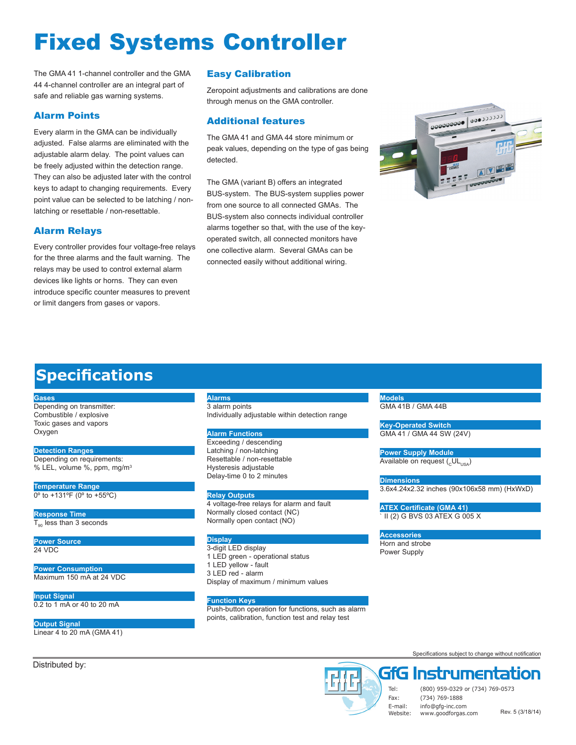# Fixed Systems Controller

The GMA 41 1-channel controller and the GMA 44 4-channel controller are an integral part of safe and reliable gas warning systems.

### Alarm Points

Every alarm in the GMA can be individually adjusted. False alarms are eliminated with the adjustable alarm delay. The point values can be freely adjusted within the detection range. They can also be adjusted later with the control keys to adapt to changing requirements. Every point value can be selected to be latching / non-latching or resettable / non-resettable.

### Alarm Relays

Every controller provides four voltage-free relays for the three alarms and the fault warning. The relays may be used to control external alarm devices like lights or horns. They can even introduce specific counter measures to prevent or limit dangers from gases or vapors.

### Easy Calibration

Zeropoint adjustments and calibrations are done through menus on the GMA controller.

### Additional features

The GMA 41 and GMA 44 store minimum or peak values, depending on the type of gas being detected.

The GMA (variant B) offers an integrated BUS-system. The BUS-system supplies power from one source to all connected GMAs. The BUS-system also connects individual controller alarms together so that, with the use of the key-operated switch, all connected monitors have one collective alarm. Several GMAs can be connected easily without additional wiring.

## Specifications

**Gases**
Depending on transmitter:
Combustible / explosive
Toxic gases and vapors
Oxygen

**Detection Ranges**
Depending on requirements:
% LEL, volume %, ppm, mg/m³

**Temperature Range**
0º to +131ºF (0º to +55ºC)

**Response Time**
$T_{90}$ less than 3 seconds

**Power Source**
24 VDC

**Power Consumption**
Maximum 150 mA at 24 VDC

**Input Signal**
0.2 to 1 mA or 40 to 20 mA

**Output Signal**
Linear 4 to 20 mA (GMA 41)

**Alarms**
3 alarm points
Individually adjustable within detection range

**Alarm Functions**
Exceeding / descending
Latching / non-latching
Resettable / non-resettable
Hysteresis adjustable
Delay-time 0 to 2 minutes

**Relay Outputs**
4 voltage-free relays for alarm and fault
Normally closed contact (NC)
Normally open contact (NO)

**Display**
3-digit LED display
1 LED green - operational status
1 LED yellow - fault
3 LED red - alarm
Display of maximum / minimum values

**Function Keys**
Push-button operation for functions, such as alarm points, calibration, function test and relay test

**Models**
GMA 41B / GMA 44B

**Key-Operated Switch**
GMA 41 / GMA 44 SW (24V)

**Power Supply Module**
Available on request ($_{C}$UL$_{USA}$)

**Dimensions**
3.6x4.24x2.32 inches (90x106x58 mm) (HxWxD)

**ATEX Certificate (GMA 41)**
` II (2) G BVS 03 ATEX G 005 X

**Accessories**
Horn and strobe
Power Supply

Specifications subject to change without notification

Distributed by:

**GfG Instrumentation**
Tel: (800) 959-0329 or (734) 769-0573
Fax: (734) 769-1888
E-mail: info@gfg-inc.com
Website: www.goodforgas.com

Rev. 5 (3/18/14)